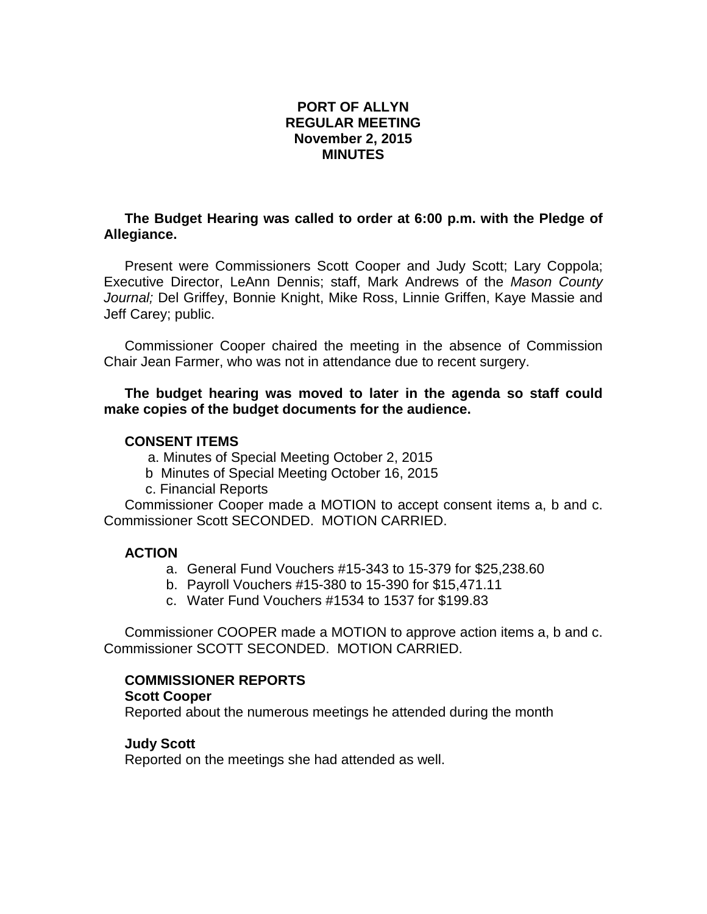# PORT OF ALLYN
## REGULAR MEETING
## November 2, 2015
## MINUTES

**The Budget Hearing was called to order at 6:00 p.m. with the Pledge of Allegiance.**

Present were Commissioners Scott Cooper and Judy Scott; Lary Coppola; Executive Director, LeAnn Dennis; staff, Mark Andrews of the *Mason County Journal;* Del Griffey, Bonnie Knight, Mike Ross, Linnie Griffen, Kaye Massie and Jeff Carey; public.

Commissioner Cooper chaired the meeting in the absence of Commission Chair Jean Farmer, who was not in attendance due to recent surgery.

**The budget hearing was moved to later in the agenda so staff could make copies of the budget documents for the audience.**

**CONSENT ITEMS**

a. Minutes of Special Meeting October 2, 2015
b Minutes of Special Meeting October 16, 2015
c. Financial Reports

Commissioner Cooper made a MOTION to accept consent items a, b and c. Commissioner Scott SECONDED. MOTION CARRIED.

**ACTION**

a. General Fund Vouchers #15-343 to 15-379 for $25,238.60
b. Payroll Vouchers #15-380 to 15-390 for $15,471.11
c. Water Fund Vouchers #1534 to 1537 for $199.83

Commissioner COOPER made a MOTION to approve action items a, b and c. Commissioner SCOTT SECONDED. MOTION CARRIED.

**COMMISSIONER REPORTS**

**Scott Cooper**

Reported about the numerous meetings he attended during the month

**Judy Scott**

Reported on the meetings she had attended as well.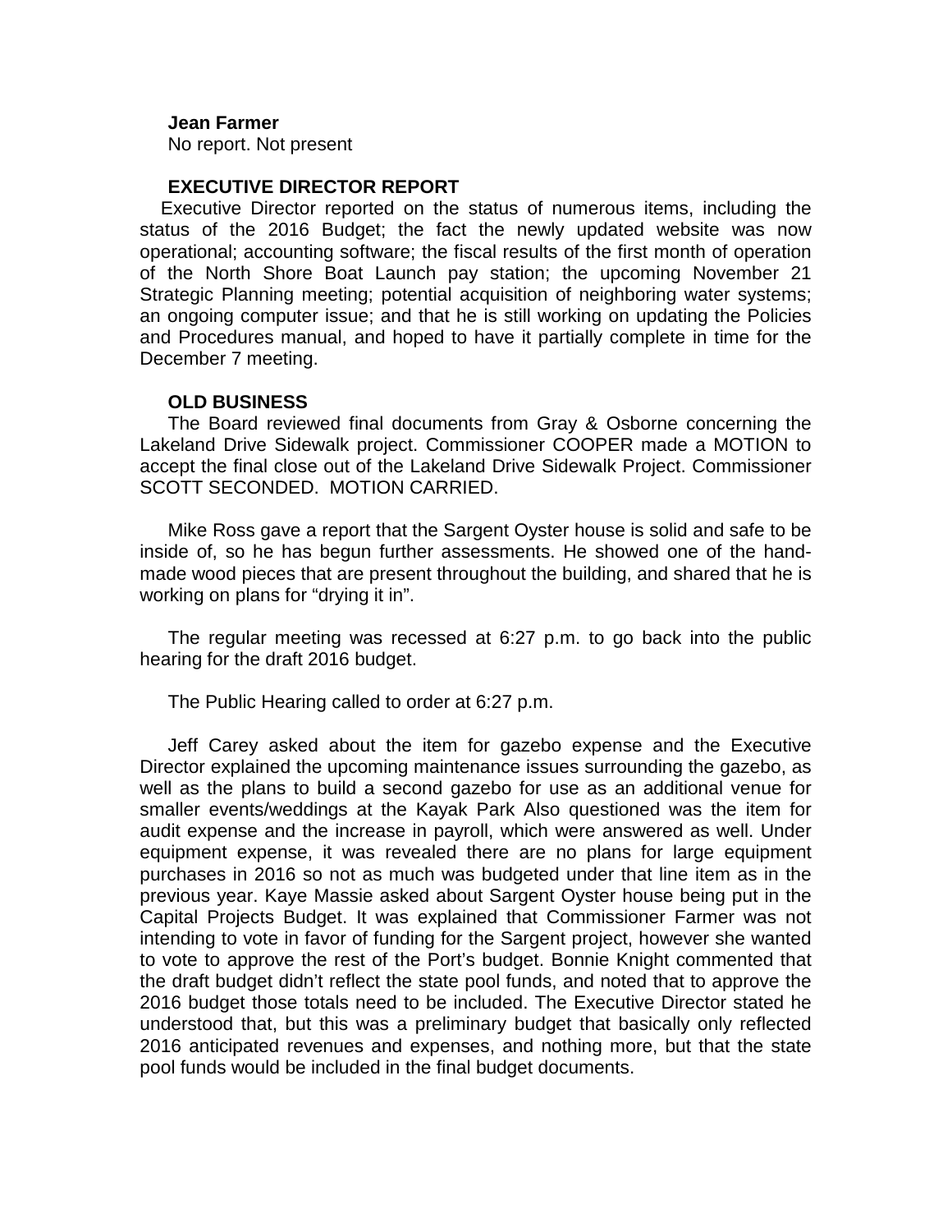**Jean Farmer**
No report. Not present

**EXECUTIVE DIRECTOR REPORT**

Executive Director reported on the status of numerous items, including the status of the 2016 Budget; the fact the newly updated website was now operational; accounting software; the fiscal results of the first month of operation of the North Shore Boat Launch pay station; the upcoming November 21 Strategic Planning meeting; potential acquisition of neighboring water systems; an ongoing computer issue; and that he is still working on updating the Policies and Procedures manual, and hoped to have it partially complete in time for the December 7 meeting.

**OLD BUSINESS**

The Board reviewed final documents from Gray & Osborne concerning the Lakeland Drive Sidewalk project. Commissioner COOPER made a MOTION to accept the final close out of the Lakeland Drive Sidewalk Project. Commissioner SCOTT SECONDED. MOTION CARRIED.

Mike Ross gave a report that the Sargent Oyster house is solid and safe to be inside of, so he has begun further assessments. He showed one of the hand-made wood pieces that are present throughout the building, and shared that he is working on plans for "drying it in".

The regular meeting was recessed at 6:27 p.m. to go back into the public hearing for the draft 2016 budget.

The Public Hearing called to order at 6:27 p.m.

Jeff Carey asked about the item for gazebo expense and the Executive Director explained the upcoming maintenance issues surrounding the gazebo, as well as the plans to build a second gazebo for use as an additional venue for smaller events/weddings at the Kayak Park Also questioned was the item for audit expense and the increase in payroll, which were answered as well. Under equipment expense, it was revealed there are no plans for large equipment purchases in 2016 so not as much was budgeted under that line item as in the previous year. Kaye Massie asked about Sargent Oyster house being put in the Capital Projects Budget. It was explained that Commissioner Farmer was not intending to vote in favor of funding for the Sargent project, however she wanted to vote to approve the rest of the Port's budget. Bonnie Knight commented that the draft budget didn't reflect the state pool funds, and noted that to approve the 2016 budget those totals need to be included. The Executive Director stated he understood that, but this was a preliminary budget that basically only reflected 2016 anticipated revenues and expenses, and nothing more, but that the state pool funds would be included in the final budget documents.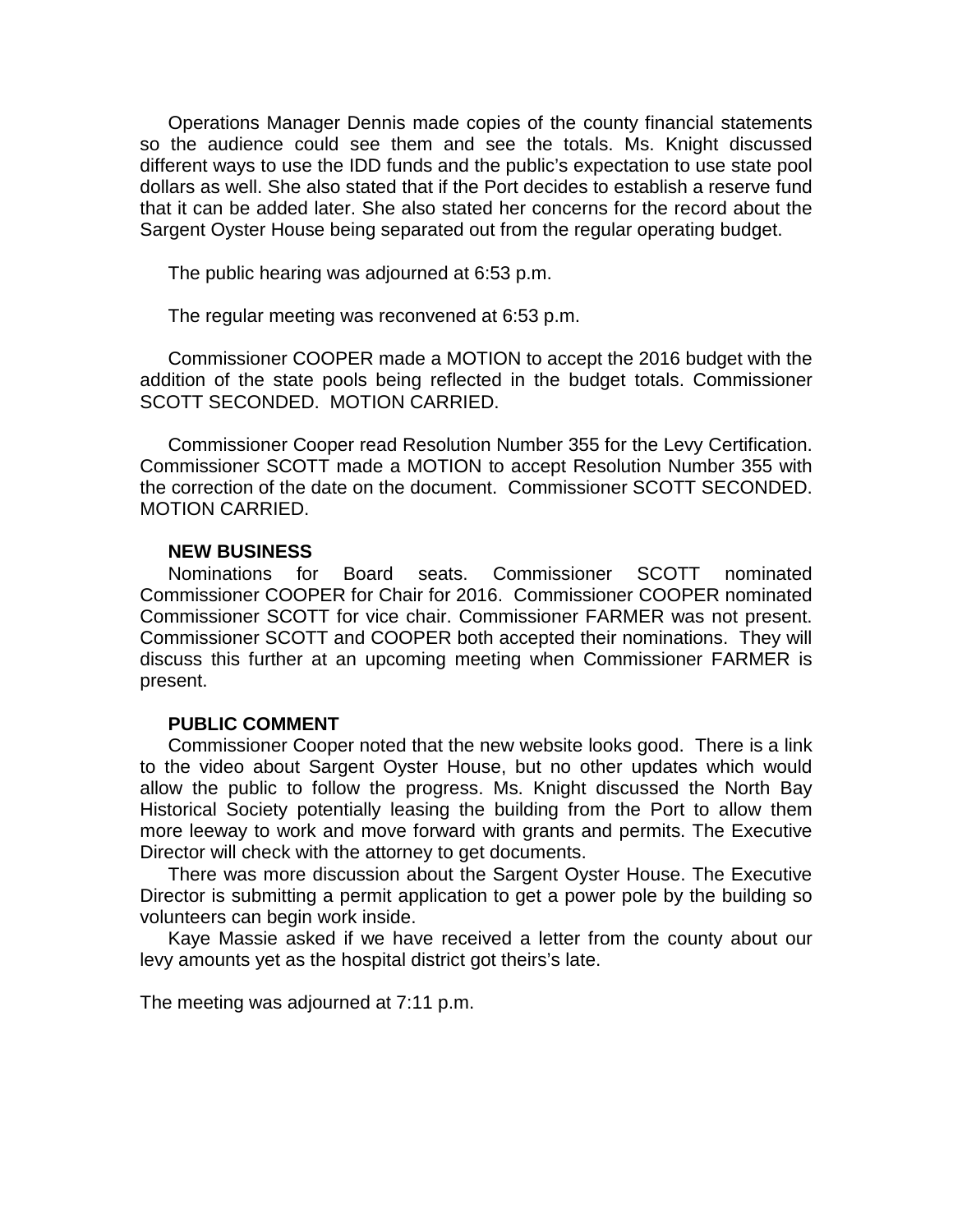Operations Manager Dennis made copies of the county financial statements so the audience could see them and see the totals. Ms. Knight discussed different ways to use the IDD funds and the public's expectation to use state pool dollars as well. She also stated that if the Port decides to establish a reserve fund that it can be added later. She also stated her concerns for the record about the Sargent Oyster House being separated out from the regular operating budget.

The public hearing was adjourned at 6:53 p.m.

The regular meeting was reconvened at 6:53 p.m.

Commissioner COOPER made a MOTION to accept the 2016 budget with the addition of the state pools being reflected in the budget totals. Commissioner SCOTT SECONDED. MOTION CARRIED.

Commissioner Cooper read Resolution Number 355 for the Levy Certification. Commissioner SCOTT made a MOTION to accept Resolution Number 355 with the correction of the date on the document. Commissioner SCOTT SECONDED. MOTION CARRIED.

**NEW BUSINESS**

Nominations for Board seats. Commissioner SCOTT nominated Commissioner COOPER for Chair for 2016. Commissioner COOPER nominated Commissioner SCOTT for vice chair. Commissioner FARMER was not present. Commissioner SCOTT and COOPER both accepted their nominations. They will discuss this further at an upcoming meeting when Commissioner FARMER is present.

**PUBLIC COMMENT**

Commissioner Cooper noted that the new website looks good. There is a link to the video about Sargent Oyster House, but no other updates which would allow the public to follow the progress. Ms. Knight discussed the North Bay Historical Society potentially leasing the building from the Port to allow them more leeway to work and move forward with grants and permits. The Executive Director will check with the attorney to get documents.

There was more discussion about the Sargent Oyster House. The Executive Director is submitting a permit application to get a power pole by the building so volunteers can begin work inside.

Kaye Massie asked if we have received a letter from the county about our levy amounts yet as the hospital district got theirs's late.

The meeting was adjourned at 7:11 p.m.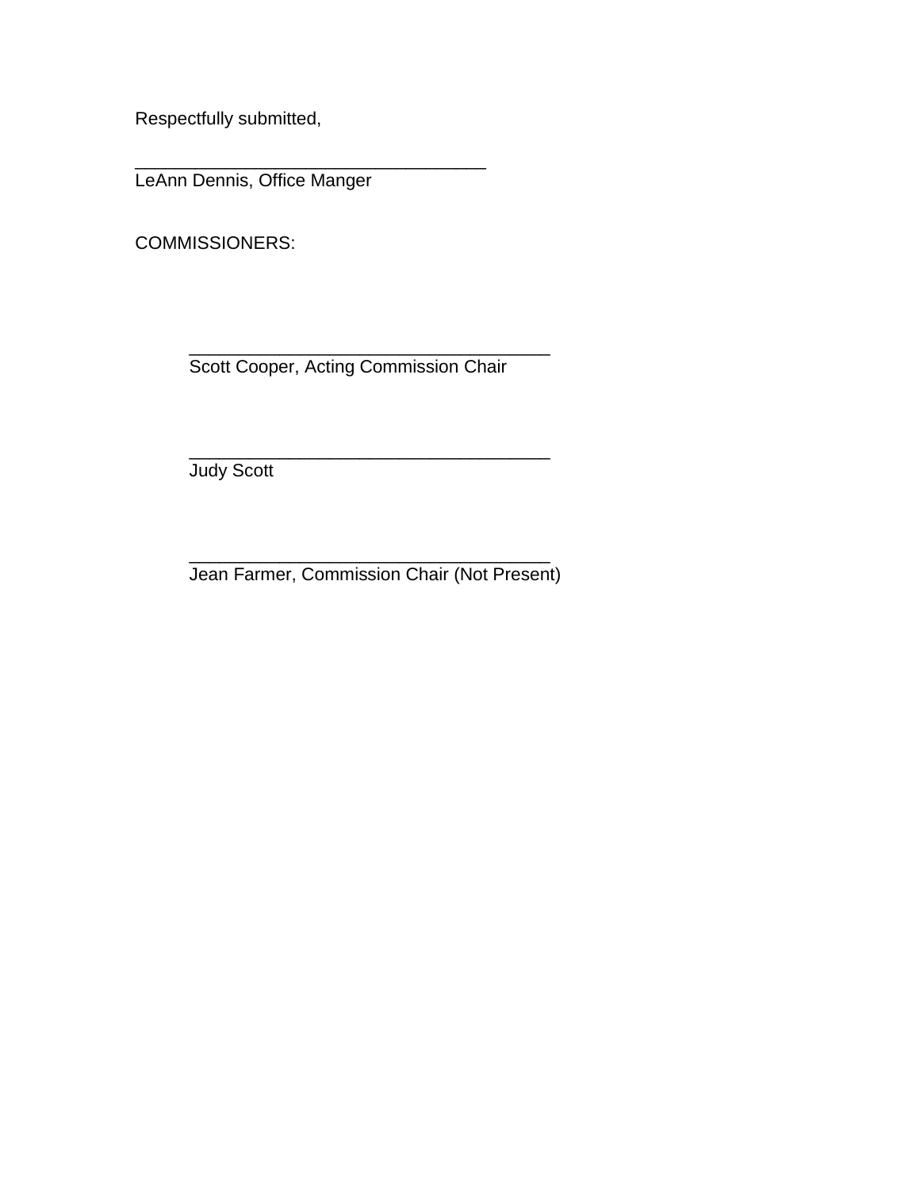Respectfully submitted,

___________________________________
LeAnn Dennis, Office Manger

COMMISSIONERS:

___________________________________
Scott Cooper, Acting Commission Chair

___________________________________
Judy Scott

___________________________________
Jean Farmer, Commission Chair (Not Present)